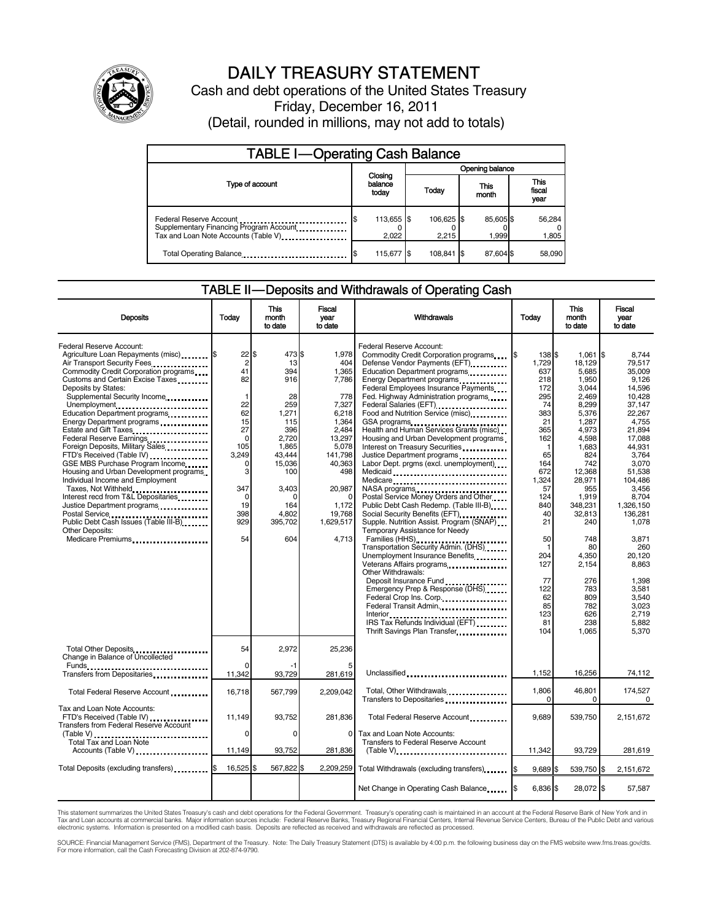# DAILY TREASURY STATEMENT

Cash and debt operations of the United States Treasury

Friday, December 16, 2011

(Detail, rounded in millions, may not add to totals)

## TABLE I—Operating Cash Balance

| Type of account | Closing balance today | Opening balance Today | Opening balance This month | Opening balance This fiscal year |
|---|---|---|---|---|
| Federal Reserve Account | $ 113,655 | $ 106,625 | $ 85,605 | $ 56,284 |
| Supplementary Financing Program Account | 0 | 0 | 0 | 0 |
| Tax and Loan Note Accounts (Table V) | 2,022 | 2,215 | 1,999 | 1,805 |
| Total Operating Balance | $ 115,677 | $ 108,841 | $ 87,604 | $ 58,090 |

## TABLE II—Deposits and Withdrawals of Operating Cash

| Deposits | Today | This month to date | Fiscal year to date | Withdrawals | Today | This month to date | Fiscal year to date |
|---|---|---|---|---|---|---|---|
| Federal Reserve Account: | | | | Federal Reserve Account: | | | |
| Agriculture Loan Repayments (misc) | $ 22 | $ 473 | $ 1,978 | Commodity Credit Corporation programs | $ 138 | $ 1,061 | $ 8,744 |
| Air Transport Security Fees | 2 | 13 | 404 | Defense Vendor Payments (EFT) | 1,729 | 18,129 | 79,517 |
| Commodity Credit Corporation programs | 41 | 394 | 1,365 | Education Department programs | 637 | 5,685 | 35,009 |
| Customs and Certain Excise Taxes | 82 | 916 | 7,786 | Energy Department programs | 218 | 1,950 | 9,126 |
| Deposits by States: | | | | Federal Employees Insurance Payments | 172 | 3,044 | 14,596 |
| Supplemental Security Income | 1 | 28 | 778 | Fed. Highway Administration programs | 295 | 2,469 | 10,428 |
| Unemployment | 22 | 259 | 7,327 | Federal Salaries (EFT) | 74 | 8,299 | 37,147 |
| Education Department programs | 62 | 1,271 | 6,218 | Food and Nutrition Service (misc) | 383 | 5,376 | 22,267 |
| Energy Department programs | 15 | 115 | 1,364 | GSA programs | 21 | 1,287 | 4,755 |
| Estate and Gift Taxes | 27 | 396 | 2,484 | Health and Human Services Grants (misc) | 365 | 4,973 | 21,894 |
| Federal Reserve Earnings | 0 | 2,720 | 13,297 | Housing and Urban Development programs | 162 | 4,598 | 17,088 |
| Foreign Deposits, Military Sales | 105 | 1,865 | 5,078 | Interest on Treasury Securities | 1 | 1,683 | 44,931 |
| FTD's Received (Table IV) | 3,249 | 43,444 | 141,798 | Justice Department programs | 65 | 824 | 3,764 |
| GSE MBS Purchase Program Income | 0 | 15,036 | 40,363 | Labor Dept. prgms (excl. unemployment) | 164 | 742 | 3,070 |
| Housing and Urban Development programs | 3 | 100 | 498 | Medicaid | 672 | 12,368 | 51,538 |
| Individual Income and Employment Taxes, Not Withheld | 347 | 3,403 | 20,987 | Medicare | 1,324 | 28,971 | 104,486 |
| Interest recd from T&L Depositaries | 0 | 0 | 0 | NASA programs | 57 | 955 | 3,456 |
| Justice Department programs | 19 | 164 | 1,172 | Postal Service Money Orders and Other | 124 | 1,919 | 8,704 |
| Postal Service | 398 | 4,802 | 19,768 | Public Debt Cash Redemp. (Table III-B) | 840 | 348,231 | 1,326,150 |
| Public Debt Cash Issues (Table III-B) | 929 | 395,702 | 1,629,517 | Social Security Benefits (EFT) | 40 | 32,813 | 136,281 |
| Other Deposits: | | | | Supple. Nutrition Assist. Program (SNAP) | 21 | 240 | 1,078 |
| Medicare Premiums | 54 | 604 | 4,713 | Temporary Assistance for Needy Families (HHS) | 50 | 748 | 3,871 |
| | | | | Transportation Security Admin. (DHS) | 1 | 80 | 260 |
| | | | | Unemployment Insurance Benefits | 204 | 4,350 | 20,120 |
| | | | | Veterans Affairs programs | 127 | 2,154 | 8,863 |
| | | | | Other Withdrawals: | | | |
| | | | | Deposit Insurance Fund | 77 | 276 | 1,398 |
| | | | | Emergency Prep & Response (DHS) | 122 | 783 | 3,581 |
| | | | | Federal Crop Ins. Corp. | 62 | 809 | 3,540 |
| | | | | Federal Transit Admin. | 85 | 782 | 3,023 |
| | | | | Interior | 123 | 626 | 2,719 |
| | | | | IRS Tax Refunds Individual (EFT) | 81 | 238 | 5,882 |
| | | | | Thrift Savings Plan Transfer | 104 | 1,065 | 5,370 |
| Total Other Deposits | 54 | 2,972 | 25,236 | | | | |
| Change in Balance of Uncollected Funds | 0 | -1 | 5 | | | | |
| Transfers from Depositaries | 11,342 | 93,729 | 281,619 | Unclassified | 1,152 | 16,256 | 74,112 |
| Total Federal Reserve Account | 16,718 | 567,799 | 2,209,042 | Total, Other Withdrawals | 1,806 | 46,801 | 174,527 |
| | | | | Transfers to Depositaries | 0 | 0 | 0 |
| Tax and Loan Note Accounts: | | | | | | | |
| FTD's Received (Table IV) | 11,149 | 93,752 | 281,836 | Total Federal Reserve Account | 9,689 | 539,750 | 2,151,672 |
| Transfers from Federal Reserve Account (Table V) | 0 | 0 | 0 | Tax and Loan Note Accounts: | | | |
| Total Tax and Loan Note Accounts (Table V) | 11,149 | 93,752 | 281,836 | Transfers to Federal Reserve Account (Table V) | 11,342 | 93,729 | 281,619 |
| Total Deposits (excluding transfers) | $ 16,525 | $ 567,822 | $ 2,209,259 | Total Withdrawals (excluding transfers) | $ 9,689 | $ 539,750 | $ 2,151,672 |
| | | | | Net Change in Operating Cash Balance | $ 6,836 | $ 28,072 | $ 57,587 |

This statement summarizes the United States Treasury's cash and debt operations for the Federal Government. Treasury's operating cash is maintained in an account at the Federal Reserve Bank of New York and in Tax and Loan accounts at commercial banks. Major information sources include: Federal Reserve Banks, Treasury Regional Financial Centers, Internal Revenue Service Centers, Bureau of the Public Debt and various electronic systems. Information is presented on a modified cash basis. Deposits are reflected as received and withdrawals are reflected as processed.

SOURCE: Financial Management Service (FMS), Department of the Treasury. Note: The Daily Treasury Statement (DTS) is available by 4:00 p.m. the following business day on the FMS website www.fms.treas.gov/dts. For more information, call the Cash Forecasting Division at 202-874-9790.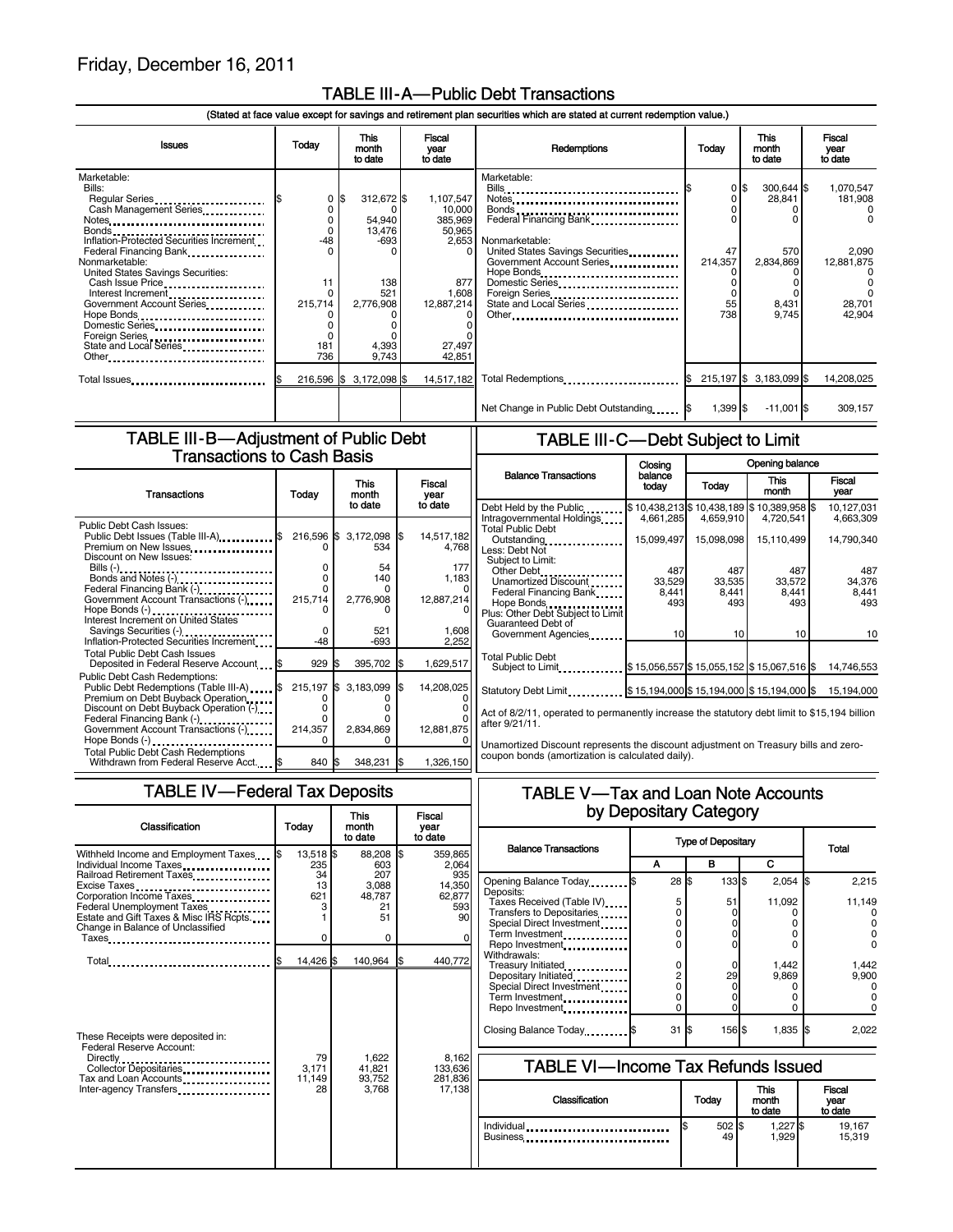Friday, December 16, 2011

## TABLE III-A—Public Debt Transactions

(Stated at face value except for savings and retirement plan securities which are stated at current redemption value.)

| Issues | Today | This month to date | Fiscal year to date |
|---|---|---|---|
| Marketable: | | | |
| Bills: | | | |
| Regular Series | $ 0 | $ 312,672 | $ 1,107,547 |
| Cash Management Series | 0 | 0 | 10,000 |
| Notes | 0 | 54,940 | 385,969 |
| Bonds | 0 | 13,476 | 50,965 |
| Inflation-Protected Securities Increment | -48 | -693 | 2,653 |
| Federal Financing Bank | 0 | 0 | 0 |
| Nonmarketable: | | | |
| United States Savings Securities: | | | |
| Cash Issue Price | 11 | 138 | 877 |
| Interest Increment | 0 | 521 | 1,608 |
| Government Account Series | 215,714 | 2,776,908 | 12,887,214 |
| Hope Bonds | 0 | 0 | 0 |
| Domestic Series | 0 | 0 | 0 |
| Foreign Series | 0 | 0 | 0 |
| State and Local Series | 181 | 4,393 | 27,497 |
| Other | 736 | 9,743 | 42,851 |
| Total Issues | $ 216,596 | $ 3,172,098 | $ 14,517,182 |

| Redemptions | Today | This month to date | Fiscal year to date |
|---|---|---|---|
| Marketable: | | | |
| Bills | $ 0 | $ 300,644 | $ 1,070,547 |
| Notes | 0 | 28,841 | 181,908 |
| Bonds | 0 | 0 | 0 |
| Federal Financing Bank | 0 | 0 | 0 |
| Nonmarketable: | | | |
| United States Savings Securities | 47 | 570 | 2,090 |
| Government Account Series | 214,357 | 2,834,869 | 12,881,875 |
| Hope Bonds | 0 | 0 | 0 |
| Domestic Series | 0 | 0 | 0 |
| Foreign Series | 0 | 0 | 0 |
| State and Local Series | 55 | 8,431 | 28,701 |
| Other | 738 | 9,745 | 42,904 |
| Total Redemptions | $ 215,197 | $ 3,183,099 | $ 14,208,025 |
| Net Change in Public Debt Outstanding | $ 1,399 | $ -11,001 | $ 309,157 |

## TABLE III-B—Adjustment of Public Debt Transactions to Cash Basis

| Transactions | Today | This month to date | Fiscal year to date |
|---|---|---|---|
| Public Debt Cash Issues: | | | |
| Public Debt Issues (Table III-A) | $ 216,596 | $ 3,172,098 | $ 14,517,182 |
| Premium on New Issues | 0 | 534 | 4,768 |
| Discount on New Issues: | | | |
| Bills (-) | 0 | 54 | 177 |
| Bonds and Notes (-) | 0 | 140 | 1,183 |
| Federal Financing Bank (-) | 0 | 0 | 0 |
| Government Account Transactions (-) | 215,714 | 2,776,908 | 12,887,214 |
| Hope Bonds (-) | 0 | 0 | 0 |
| Interest Increment on United States Savings Securities (-) | 0 | 521 | 1,608 |
| Inflation-Protected Securities Increment | -48 | -693 | 2,252 |
| Total Public Debt Cash Issues Deposited in Federal Reserve Account | $ 929 | $ 395,702 | $ 1,629,517 |
| Public Debt Cash Redemptions: | | | |
| Public Debt Redemptions (Table III-A) | $ 215,197 | $ 3,183,099 | $ 14,208,025 |
| Premium on Debt Buyback Operation | 0 | 0 | 0 |
| Discount on Debt Buyback Operation (-) | 0 | 0 | 0 |
| Federal Financing Bank (-) | 0 | 0 | 0 |
| Government Account Transactions (-) | 214,357 | 2,834,869 | 12,881,875 |
| Hope Bonds (-) | 0 | 0 | 0 |
| Total Public Debt Cash Redemptions Withdrawn from Federal Reserve Acct. | $ 840 | $ 348,231 | $ 1,326,150 |

## TABLE III-C—Debt Subject to Limit

| Balance Transactions | Closing balance today | Opening balance Today | Opening balance This month | Opening balance Fiscal year |
|---|---|---|---|---|
| Debt Held by the Public | $ 10,438,213 | $ 10,438,189 | $ 10,389,958 | $ 10,127,031 |
| Intragovernmental Holdings | 4,661,285 | 4,659,910 | 4,720,541 | 4,663,309 |
| Total Public Debt Outstanding | 15,099,497 | 15,098,098 | 15,110,499 | 14,790,340 |
| Less: Debt Not Subject to Limit: | | | | |
| Other Debt | 487 | 487 | 487 | 487 |
| Unamortized Discount | 33,529 | 33,535 | 33,572 | 34,376 |
| Federal Financing Bank | 8,441 | 8,441 | 8,441 | 8,441 |
| Hope Bonds | 493 | 493 | 493 | 493 |
| Plus: Other Debt Subject to Limit | | | | |
| Guaranteed Debt of Government Agencies | 10 | 10 | 10 | 10 |
| Total Public Debt Subject to Limit | $ 15,056,557 | $ 15,055,152 | $ 15,067,516 | $ 14,746,553 |
| Statutory Debt Limit | $ 15,194,000 | $ 15,194,000 | $ 15,194,000 | $ 15,194,000 |

Act of 8/2/11, operated to permanently increase the statutory debt limit to $15,194 billion after 9/21/11.

Unamortized Discount represents the discount adjustment on Treasury bills and zero-coupon bonds (amortization is calculated daily).

## TABLE IV—Federal Tax Deposits

| Classification | Today | This month to date | Fiscal year to date |
|---|---|---|---|
| Withheld Income and Employment Taxes | $ 13,518 | $ 88,208 | $ 359,865 |
| Individual Income Taxes | 235 | 603 | 2,064 |
| Railroad Retirement Taxes | 34 | 207 | 935 |
| Excise Taxes | 13 | 3,088 | 14,350 |
| Corporation Income Taxes | 621 | 48,787 | 62,877 |
| Federal Unemployment Taxes | 3 | 21 | 593 |
| Estate and Gift Taxes & Misc IRS Rcpts. | 1 | 51 | 90 |
| Change in Balance of Unclassified Taxes | 0 | 0 | 0 |
| Total | $ 14,426 | $ 140,964 | $ 440,772 |
| These Receipts were deposited in: | | | |
| Federal Reserve Account: | | | |
| Directly | 79 | 1,622 | 8,162 |
| Collector Depositaries | 3,171 | 41,821 | 133,636 |
| Tax and Loan Accounts | 11,149 | 93,752 | 281,836 |
| Inter-agency Transfers | 28 | 3,768 | 17,138 |

## TABLE V—Tax and Loan Note Accounts by Depositary Category

| Balance Transactions | Type of Depositary A | Type of Depositary B | Type of Depositary C | Total |
|---|---|---|---|---|
| Opening Balance Today | $ 28 | $ 133 | $ 2,054 | $ 2,215 |
| Deposits: | | | | |
| Taxes Received (Table IV) | 5 | 51 | 11,092 | 11,149 |
| Transfers to Depositaries | 0 | 0 | 0 | 0 |
| Special Direct Investment | 0 | 0 | 0 | 0 |
| Term Investment | 0 | 0 | 0 | 0 |
| Repo Investment | 0 | 0 | 0 | 0 |
| Withdrawals: | | | | |
| Treasury Initiated | 0 | 0 | 1,442 | 1,442 |
| Depositary Initiated | 2 | 29 | 9,869 | 9,900 |
| Special Direct Investment | 0 | 0 | 0 | 0 |
| Term Investment | 0 | 0 | 0 | 0 |
| Repo Investment | 0 | 0 | 0 | 0 |
| Closing Balance Today | $ 31 | $ 156 | $ 1,835 | $ 2,022 |

## TABLE VI—Income Tax Refunds Issued

| Classification | Today | This month to date | Fiscal year to date |
|---|---|---|---|
| Individual | $ 502 | $ 1,227 | $ 19,167 |
| Business | 49 | 1,929 | 15,319 |